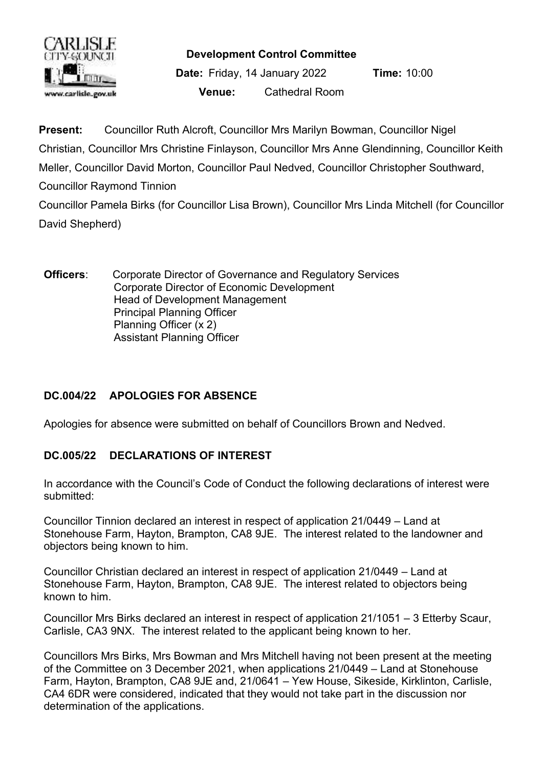**Development Control Committee**

**Date:** Friday, 14 January 2022 **Time:** 10:00

**Venue:** Cathedral Room

**Present:** Councillor Ruth Alcroft, Councillor Mrs Marilyn Bowman, Councillor Nigel Christian, Councillor Mrs Christine Finlayson, Councillor Mrs Anne Glendinning, Councillor Keith Meller, Councillor David Morton, Councillor Paul Nedved, Councillor Christopher Southward, Councillor Raymond Tinnion

Councillor Pamela Birks (for Councillor Lisa Brown), Councillor Mrs Linda Mitchell (for Councillor David Shepherd)

**Officers**: Corporate Director of Governance and Regulatory Services
Corporate Director of Economic Development
Head of Development Management
Principal Planning Officer
Planning Officer (x 2)
Assistant Planning Officer

## DC.004/22 APOLOGIES FOR ABSENCE

Apologies for absence were submitted on behalf of Councillors Brown and Nedved.

## DC.005/22 DECLARATIONS OF INTEREST

In accordance with the Council's Code of Conduct the following declarations of interest were submitted:

Councillor Tinnion declared an interest in respect of application 21/0449 – Land at Stonehouse Farm, Hayton, Brampton, CA8 9JE. The interest related to the landowner and objectors being known to him.

Councillor Christian declared an interest in respect of application 21/0449 – Land at Stonehouse Farm, Hayton, Brampton, CA8 9JE. The interest related to objectors being known to him.

Councillor Mrs Birks declared an interest in respect of application 21/1051 – 3 Etterby Scaur, Carlisle, CA3 9NX. The interest related to the applicant being known to her.

Councillors Mrs Birks, Mrs Bowman and Mrs Mitchell having not been present at the meeting of the Committee on 3 December 2021, when applications 21/0449 – Land at Stonehouse Farm, Hayton, Brampton, CA8 9JE and, 21/0641 – Yew House, Sikeside, Kirklinton, Carlisle, CA4 6DR were considered, indicated that they would not take part in the discussion nor determination of the applications.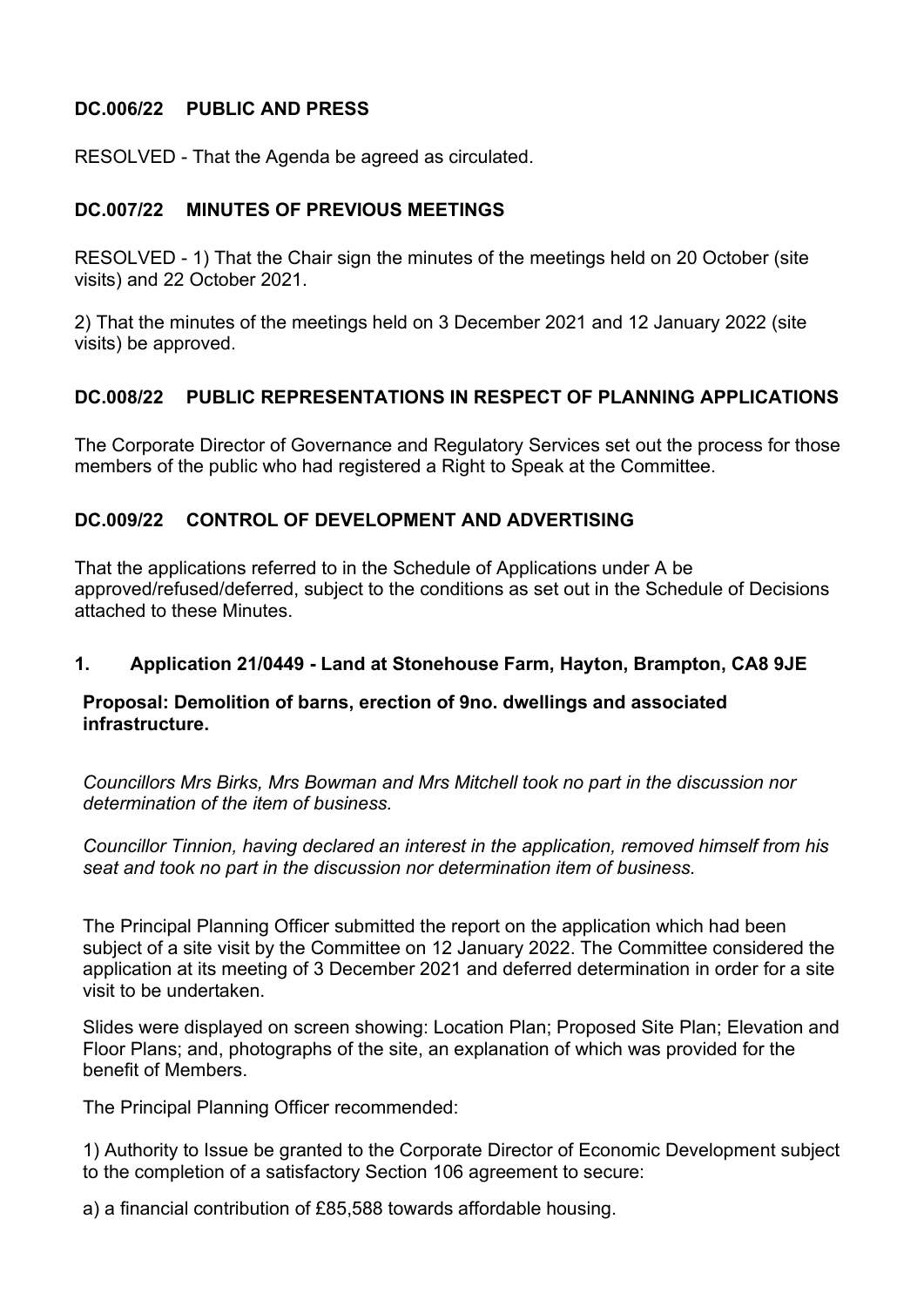**DC.006/22 PUBLIC AND PRESS**

RESOLVED - That the Agenda be agreed as circulated.

**DC.007/22 MINUTES OF PREVIOUS MEETINGS**

RESOLVED - 1) That the Chair sign the minutes of the meetings held on 20 October (site visits) and 22 October 2021.

2) That the minutes of the meetings held on 3 December 2021 and 12 January 2022 (site visits) be approved.

**DC.008/22 PUBLIC REPRESENTATIONS IN RESPECT OF PLANNING APPLICATIONS**

The Corporate Director of Governance and Regulatory Services set out the process for those members of the public who had registered a Right to Speak at the Committee.

**DC.009/22 CONTROL OF DEVELOPMENT AND ADVERTISING**

That the applications referred to in the Schedule of Applications under A be approved/refused/deferred, subject to the conditions as set out in the Schedule of Decisions attached to these Minutes.

**1. Application 21/0449 - Land at Stonehouse Farm, Hayton, Brampton, CA8 9JE**

**Proposal: Demolition of barns, erection of 9no. dwellings and associated infrastructure.**

*Councillors Mrs Birks, Mrs Bowman and Mrs Mitchell took no part in the discussion nor determination of the item of business.*

*Councillor Tinnion, having declared an interest in the application, removed himself from his seat and took no part in the discussion nor determination item of business.*

The Principal Planning Officer submitted the report on the application which had been subject of a site visit by the Committee on 12 January 2022. The Committee considered the application at its meeting of 3 December 2021 and deferred determination in order for a site visit to be undertaken.

Slides were displayed on screen showing: Location Plan; Proposed Site Plan; Elevation and Floor Plans; and, photographs of the site, an explanation of which was provided for the benefit of Members.

The Principal Planning Officer recommended:

1) Authority to Issue be granted to the Corporate Director of Economic Development subject to the completion of a satisfactory Section 106 agreement to secure:

a) a financial contribution of £85,588 towards affordable housing.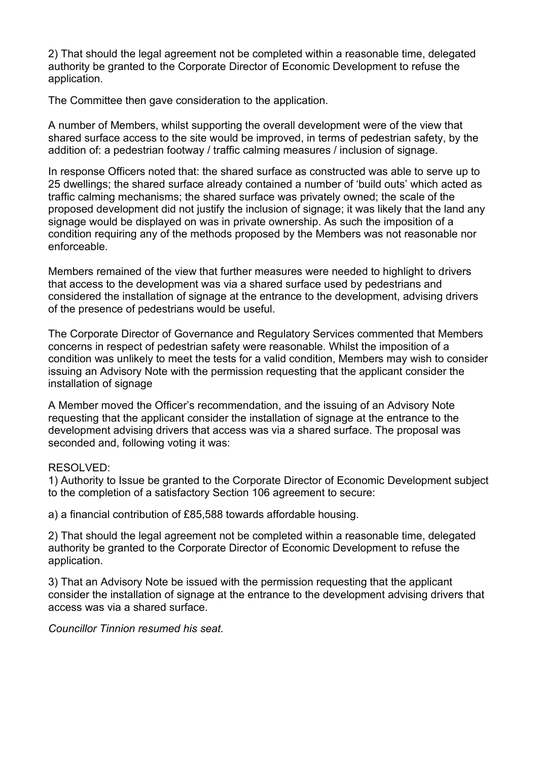2) That should the legal agreement not be completed within a reasonable time, delegated authority be granted to the Corporate Director of Economic Development to refuse the application.

The Committee then gave consideration to the application.

A number of Members, whilst supporting the overall development were of the view that shared surface access to the site would be improved, in terms of pedestrian safety, by the addition of: a pedestrian footway / traffic calming measures / inclusion of signage.

In response Officers noted that: the shared surface as constructed was able to serve up to 25 dwellings; the shared surface already contained a number of 'build outs' which acted as traffic calming mechanisms; the shared surface was privately owned; the scale of the proposed development did not justify the inclusion of signage; it was likely that the land any signage would be displayed on was in private ownership. As such the imposition of a condition requiring any of the methods proposed by the Members was not reasonable nor enforceable.

Members remained of the view that further measures were needed to highlight to drivers that access to the development was via a shared surface used by pedestrians and considered the installation of signage at the entrance to the development, advising drivers of the presence of pedestrians would be useful.

The Corporate Director of Governance and Regulatory Services commented that Members concerns in respect of pedestrian safety were reasonable. Whilst the imposition of a condition was unlikely to meet the tests for a valid condition, Members may wish to consider issuing an Advisory Note with the permission requesting that the applicant consider the installation of signage

A Member moved the Officer's recommendation, and the issuing of an Advisory Note requesting that the applicant consider the installation of signage at the entrance to the development advising drivers that access was via a shared surface. The proposal was seconded and, following voting it was:

RESOLVED:
1) Authority to Issue be granted to the Corporate Director of Economic Development subject to the completion of a satisfactory Section 106 agreement to secure:

a) a financial contribution of £85,588 towards affordable housing.

2) That should the legal agreement not be completed within a reasonable time, delegated authority be granted to the Corporate Director of Economic Development to refuse the application.

3) That an Advisory Note be issued with the permission requesting that the applicant consider the installation of signage at the entrance to the development advising drivers that access was via a shared surface.

*Councillor Tinnion resumed his seat.*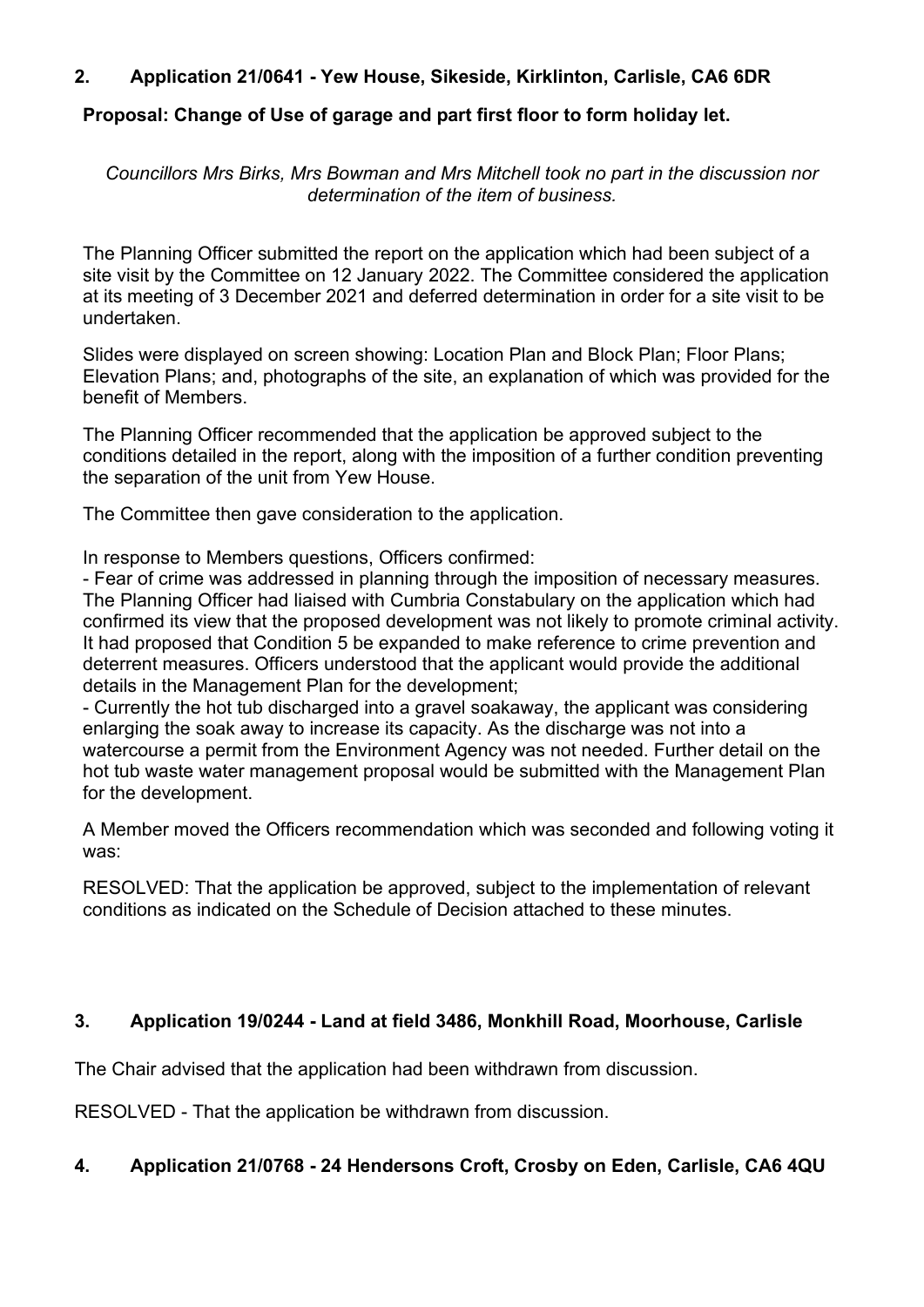## 2. Application 21/0641 - Yew House, Sikeside, Kirklinton, Carlisle, CA6 6DR

**Proposal: Change of Use of garage and part first floor to form holiday let.**

*Councillors Mrs Birks, Mrs Bowman and Mrs Mitchell took no part in the discussion nor determination of the item of business.*

The Planning Officer submitted the report on the application which had been subject of a site visit by the Committee on 12 January 2022. The Committee considered the application at its meeting of 3 December 2021 and deferred determination in order for a site visit to be undertaken.

Slides were displayed on screen showing: Location Plan and Block Plan; Floor Plans; Elevation Plans; and, photographs of the site, an explanation of which was provided for the benefit of Members.

The Planning Officer recommended that the application be approved subject to the conditions detailed in the report, along with the imposition of a further condition preventing the separation of the unit from Yew House.

The Committee then gave consideration to the application.

In response to Members questions, Officers confirmed:

- Fear of crime was addressed in planning through the imposition of necessary measures. The Planning Officer had liaised with Cumbria Constabulary on the application which had confirmed its view that the proposed development was not likely to promote criminal activity. It had proposed that Condition 5 be expanded to make reference to crime prevention and deterrent measures. Officers understood that the applicant would provide the additional details in the Management Plan for the development;
- Currently the hot tub discharged into a gravel soakaway, the applicant was considering enlarging the soak away to increase its capacity. As the discharge was not into a watercourse a permit from the Environment Agency was not needed. Further detail on the hot tub waste water management proposal would be submitted with the Management Plan for the development.

A Member moved the Officers recommendation which was seconded and following voting it was:

RESOLVED: That the application be approved, subject to the implementation of relevant conditions as indicated on the Schedule of Decision attached to these minutes.

## 3. Application 19/0244 - Land at field 3486, Monkhill Road, Moorhouse, Carlisle

The Chair advised that the application had been withdrawn from discussion.

RESOLVED - That the application be withdrawn from discussion.

## 4. Application 21/0768 - 24 Hendersons Croft, Crosby on Eden, Carlisle, CA6 4QU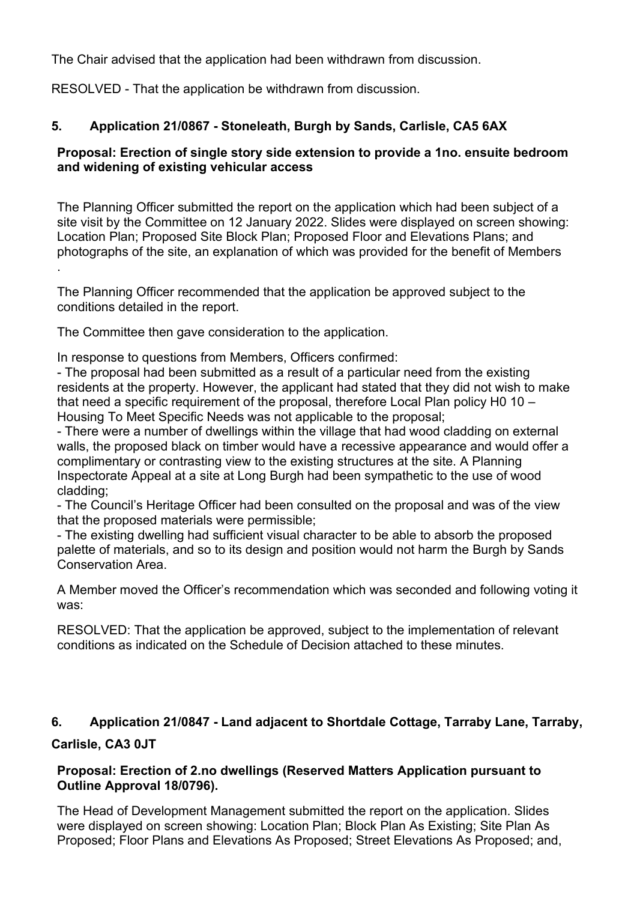The Chair advised that the application had been withdrawn from discussion.

RESOLVED - That the application be withdrawn from discussion.

## 5. Application 21/0867 - Stoneleath, Burgh by Sands, Carlisle, CA5 6AX

**Proposal: Erection of single story side extension to provide a 1no. ensuite bedroom and widening of existing vehicular access**

The Planning Officer submitted the report on the application which had been subject of a site visit by the Committee on 12 January 2022. Slides were displayed on screen showing: Location Plan; Proposed Site Block Plan; Proposed Floor and Elevations Plans; and photographs of the site, an explanation of which was provided for the benefit of Members .

The Planning Officer recommended that the application be approved subject to the conditions detailed in the report.

The Committee then gave consideration to the application.

In response to questions from Members, Officers confirmed:

- The proposal had been submitted as a result of a particular need from the existing residents at the property. However, the applicant had stated that they did not wish to make that need a specific requirement of the proposal, therefore Local Plan policy H0 10 – Housing To Meet Specific Needs was not applicable to the proposal;
- There were a number of dwellings within the village that had wood cladding on external walls, the proposed black on timber would have a recessive appearance and would offer a complimentary or contrasting view to the existing structures at the site. A Planning Inspectorate Appeal at a site at Long Burgh had been sympathetic to the use of wood cladding;
- The Council's Heritage Officer had been consulted on the proposal and was of the view that the proposed materials were permissible;
- The existing dwelling had sufficient visual character to be able to absorb the proposed palette of materials, and so to its design and position would not harm the Burgh by Sands Conservation Area.

A Member moved the Officer's recommendation which was seconded and following voting it was:

RESOLVED: That the application be approved, subject to the implementation of relevant conditions as indicated on the Schedule of Decision attached to these minutes.

## 6. Application 21/0847 - Land adjacent to Shortdale Cottage, Tarraby Lane, Tarraby, Carlisle, CA3 0JT

**Proposal: Erection of 2.no dwellings (Reserved Matters Application pursuant to Outline Approval 18/0796).**

The Head of Development Management submitted the report on the application. Slides were displayed on screen showing: Location Plan; Block Plan As Existing; Site Plan As Proposed; Floor Plans and Elevations As Proposed; Street Elevations As Proposed; and,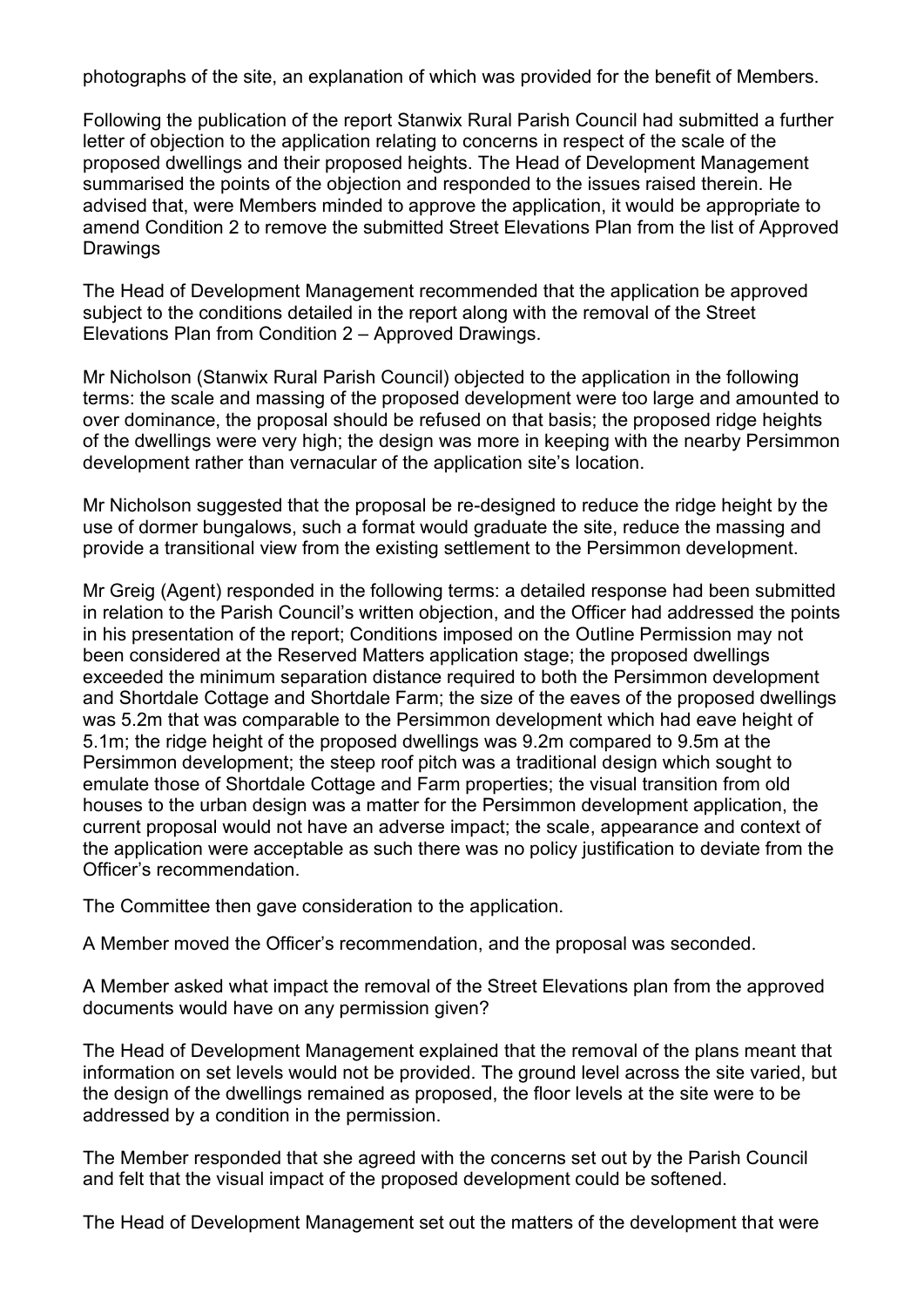photographs of the site, an explanation of which was provided for the benefit of Members.

Following the publication of the report Stanwix Rural Parish Council had submitted a further letter of objection to the application relating to concerns in respect of the scale of the proposed dwellings and their proposed heights. The Head of Development Management summarised the points of the objection and responded to the issues raised therein. He advised that, were Members minded to approve the application, it would be appropriate to amend Condition 2 to remove the submitted Street Elevations Plan from the list of Approved Drawings

The Head of Development Management recommended that the application be approved subject to the conditions detailed in the report along with the removal of the Street Elevations Plan from Condition 2 – Approved Drawings.

Mr Nicholson (Stanwix Rural Parish Council) objected to the application in the following terms: the scale and massing of the proposed development were too large and amounted to over dominance, the proposal should be refused on that basis; the proposed ridge heights of the dwellings were very high; the design was more in keeping with the nearby Persimmon development rather than vernacular of the application site's location.

Mr Nicholson suggested that the proposal be re-designed to reduce the ridge height by the use of dormer bungalows, such a format would graduate the site, reduce the massing and provide a transitional view from the existing settlement to the Persimmon development.

Mr Greig (Agent) responded in the following terms: a detailed response had been submitted in relation to the Parish Council's written objection, and the Officer had addressed the points in his presentation of the report; Conditions imposed on the Outline Permission may not been considered at the Reserved Matters application stage; the proposed dwellings exceeded the minimum separation distance required to both the Persimmon development and Shortdale Cottage and Shortdale Farm; the size of the eaves of the proposed dwellings was 5.2m that was comparable to the Persimmon development which had eave height of 5.1m; the ridge height of the proposed dwellings was 9.2m compared to 9.5m at the Persimmon development; the steep roof pitch was a traditional design which sought to emulate those of Shortdale Cottage and Farm properties; the visual transition from old houses to the urban design was a matter for the Persimmon development application, the current proposal would not have an adverse impact; the scale, appearance and context of the application were acceptable as such there was no policy justification to deviate from the Officer's recommendation.

The Committee then gave consideration to the application.

A Member moved the Officer's recommendation, and the proposal was seconded.

A Member asked what impact the removal of the Street Elevations plan from the approved documents would have on any permission given?

The Head of Development Management explained that the removal of the plans meant that information on set levels would not be provided. The ground level across the site varied, but the design of the dwellings remained as proposed, the floor levels at the site were to be addressed by a condition in the permission.

The Member responded that she agreed with the concerns set out by the Parish Council and felt that the visual impact of the proposed development could be softened.

The Head of Development Management set out the matters of the development that were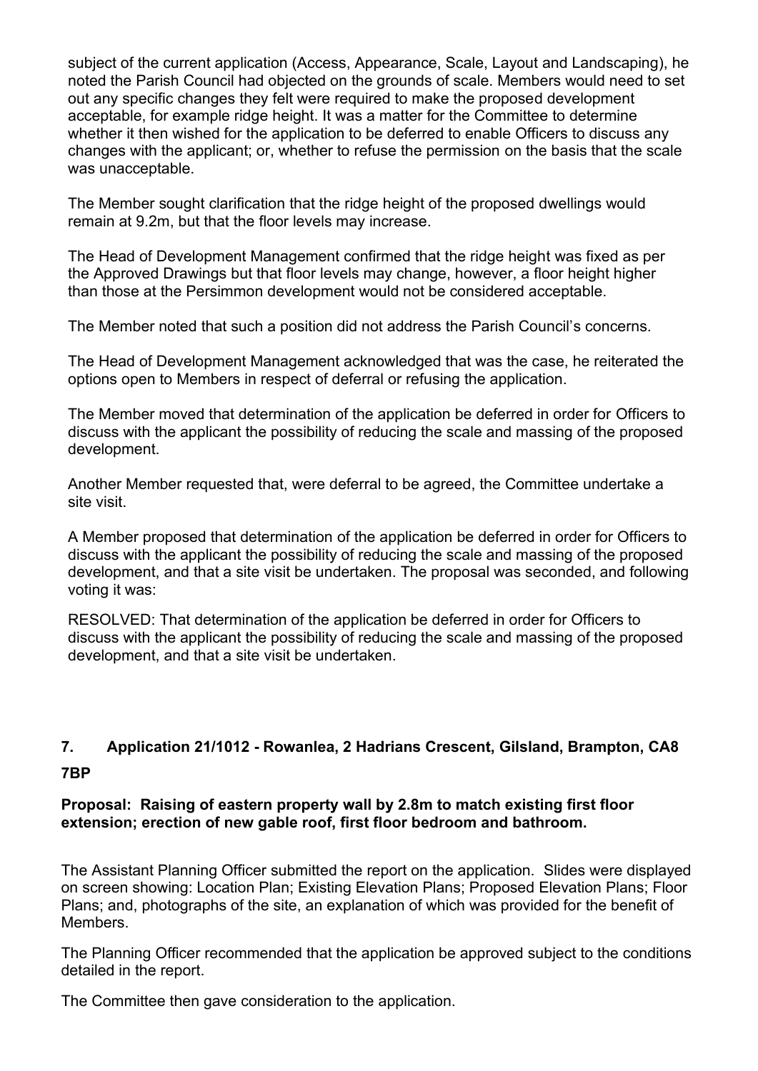subject of the current application (Access, Appearance, Scale, Layout and Landscaping), he noted the Parish Council had objected on the grounds of scale. Members would need to set out any specific changes they felt were required to make the proposed development acceptable, for example ridge height. It was a matter for the Committee to determine whether it then wished for the application to be deferred to enable Officers to discuss any changes with the applicant; or, whether to refuse the permission on the basis that the scale was unacceptable.

The Member sought clarification that the ridge height of the proposed dwellings would remain at 9.2m, but that the floor levels may increase.

The Head of Development Management confirmed that the ridge height was fixed as per the Approved Drawings but that floor levels may change, however, a floor height higher than those at the Persimmon development would not be considered acceptable.

The Member noted that such a position did not address the Parish Council's concerns.

The Head of Development Management acknowledged that was the case, he reiterated the options open to Members in respect of deferral or refusing the application.

The Member moved that determination of the application be deferred in order for Officers to discuss with the applicant the possibility of reducing the scale and massing of the proposed development.

Another Member requested that, were deferral to be agreed, the Committee undertake a site visit.

A Member proposed that determination of the application be deferred in order for Officers to discuss with the applicant the possibility of reducing the scale and massing of the proposed development, and that a site visit be undertaken. The proposal was seconded, and following voting it was:

RESOLVED: That determination of the application be deferred in order for Officers to discuss with the applicant the possibility of reducing the scale and massing of the proposed development, and that a site visit be undertaken.

## 7. Application 21/1012 - Rowanlea, 2 Hadrians Crescent, Gilsland, Brampton, CA8 7BP

**Proposal: Raising of eastern property wall by 2.8m to match existing first floor extension; erection of new gable roof, first floor bedroom and bathroom.**

The Assistant Planning Officer submitted the report on the application. Slides were displayed on screen showing: Location Plan; Existing Elevation Plans; Proposed Elevation Plans; Floor Plans; and, photographs of the site, an explanation of which was provided for the benefit of Members.

The Planning Officer recommended that the application be approved subject to the conditions detailed in the report.

The Committee then gave consideration to the application.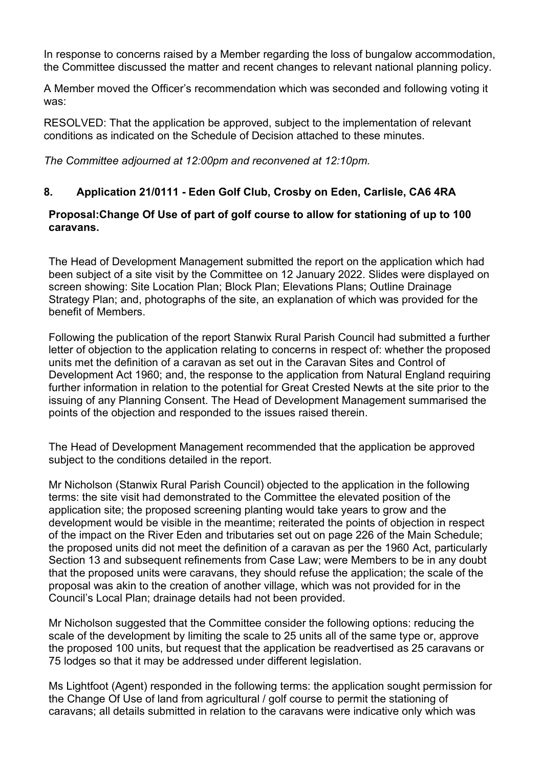In response to concerns raised by a Member regarding the loss of bungalow accommodation, the Committee discussed the matter and recent changes to relevant national planning policy.

A Member moved the Officer's recommendation which was seconded and following voting it was:

RESOLVED: That the application be approved, subject to the implementation of relevant conditions as indicated on the Schedule of Decision attached to these minutes.

*The Committee adjourned at 12:00pm and reconvened at 12:10pm.*

## 8. Application 21/0111 - Eden Golf Club, Crosby on Eden, Carlisle, CA6 4RA

**Proposal:Change Of Use of part of golf course to allow for stationing of up to 100 caravans.**

The Head of Development Management submitted the report on the application which had been subject of a site visit by the Committee on 12 January 2022. Slides were displayed on screen showing: Site Location Plan; Block Plan; Elevations Plans; Outline Drainage Strategy Plan; and, photographs of the site, an explanation of which was provided for the benefit of Members.

Following the publication of the report Stanwix Rural Parish Council had submitted a further letter of objection to the application relating to concerns in respect of: whether the proposed units met the definition of a caravan as set out in the Caravan Sites and Control of Development Act 1960; and, the response to the application from Natural England requiring further information in relation to the potential for Great Crested Newts at the site prior to the issuing of any Planning Consent. The Head of Development Management summarised the points of the objection and responded to the issues raised therein.

The Head of Development Management recommended that the application be approved subject to the conditions detailed in the report.

Mr Nicholson (Stanwix Rural Parish Council) objected to the application in the following terms: the site visit had demonstrated to the Committee the elevated position of the application site; the proposed screening planting would take years to grow and the development would be visible in the meantime; reiterated the points of objection in respect of the impact on the River Eden and tributaries set out on page 226 of the Main Schedule; the proposed units did not meet the definition of a caravan as per the 1960 Act, particularly Section 13 and subsequent refinements from Case Law; were Members to be in any doubt that the proposed units were caravans, they should refuse the application; the scale of the proposal was akin to the creation of another village, which was not provided for in the Council's Local Plan; drainage details had not been provided.

Mr Nicholson suggested that the Committee consider the following options: reducing the scale of the development by limiting the scale to 25 units all of the same type or, approve the proposed 100 units, but request that the application be readvertised as 25 caravans or 75 lodges so that it may be addressed under different legislation.

Ms Lightfoot (Agent) responded in the following terms: the application sought permission for the Change Of Use of land from agricultural / golf course to permit the stationing of caravans; all details submitted in relation to the caravans were indicative only which was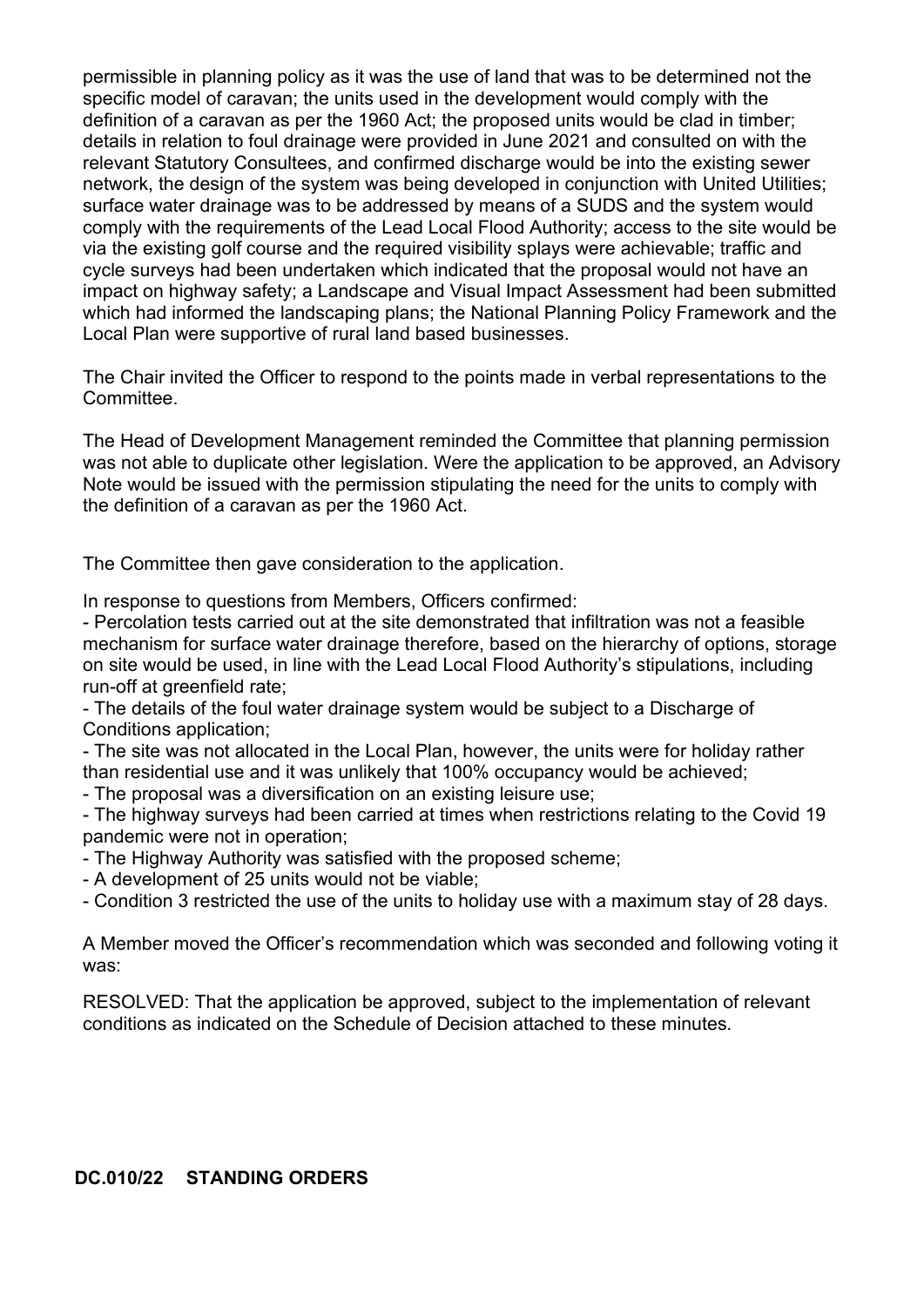permissible in planning policy as it was the use of land that was to be determined not the specific model of caravan; the units used in the development would comply with the definition of a caravan as per the 1960 Act; the proposed units would be clad in timber; details in relation to foul drainage were provided in June 2021 and consulted on with the relevant Statutory Consultees, and confirmed discharge would be into the existing sewer network, the design of the system was being developed in conjunction with United Utilities; surface water drainage was to be addressed by means of a SUDS and the system would comply with the requirements of the Lead Local Flood Authority; access to the site would be via the existing golf course and the required visibility splays were achievable; traffic and cycle surveys had been undertaken which indicated that the proposal would not have an impact on highway safety; a Landscape and Visual Impact Assessment had been submitted which had informed the landscaping plans; the National Planning Policy Framework and the Local Plan were supportive of rural land based businesses.

The Chair invited the Officer to respond to the points made in verbal representations to the Committee.

The Head of Development Management reminded the Committee that planning permission was not able to duplicate other legislation. Were the application to be approved, an Advisory Note would be issued with the permission stipulating the need for the units to comply with the definition of a caravan as per the 1960 Act.

The Committee then gave consideration to the application.

In response to questions from Members, Officers confirmed:

- Percolation tests carried out at the site demonstrated that infiltration was not a feasible mechanism for surface water drainage therefore, based on the hierarchy of options, storage on site would be used, in line with the Lead Local Flood Authority's stipulations, including run-off at greenfield rate;
- The details of the foul water drainage system would be subject to a Discharge of Conditions application;
- The site was not allocated in the Local Plan, however, the units were for holiday rather than residential use and it was unlikely that 100% occupancy would be achieved;
- The proposal was a diversification on an existing leisure use;
- The highway surveys had been carried at times when restrictions relating to the Covid 19 pandemic were not in operation;
- The Highway Authority was satisfied with the proposed scheme;
- A development of 25 units would not be viable;
- Condition 3 restricted the use of the units to holiday use with a maximum stay of 28 days.

A Member moved the Officer's recommendation which was seconded and following voting it was:

RESOLVED: That the application be approved, subject to the implementation of relevant conditions as indicated on the Schedule of Decision attached to these minutes.

## DC.010/22 STANDING ORDERS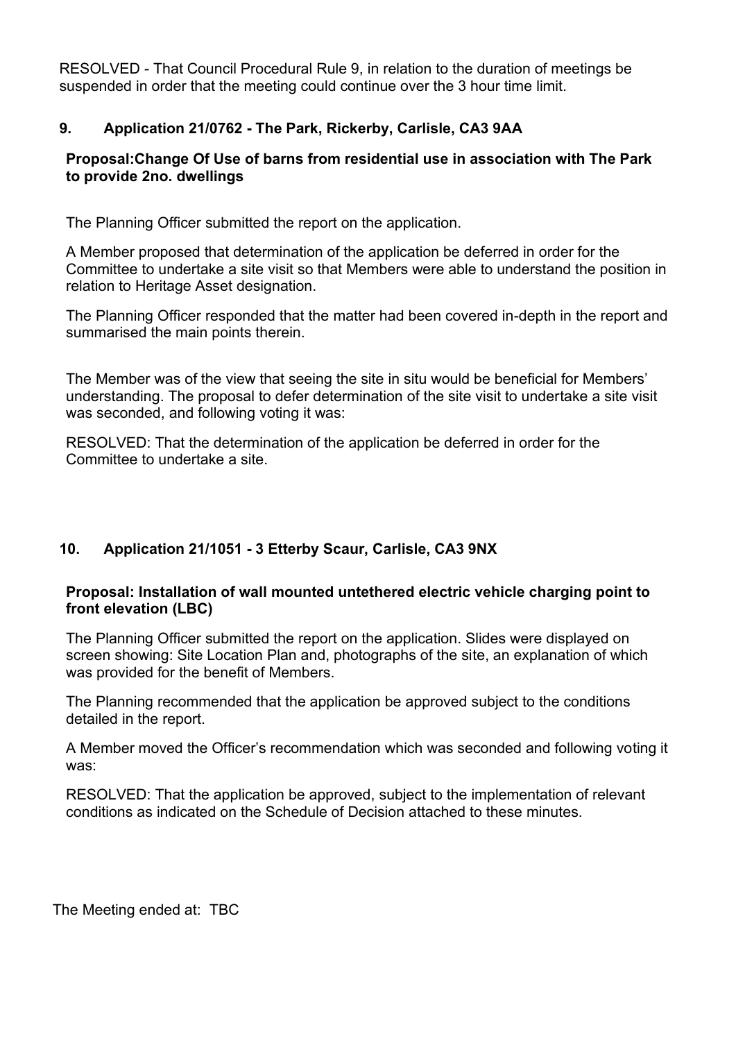RESOLVED - That Council Procedural Rule 9, in relation to the duration of meetings be suspended in order that the meeting could continue over the 3 hour time limit.

## 9. Application 21/0762 - The Park, Rickerby, Carlisle, CA3 9AA

**Proposal:Change Of Use of barns from residential use in association with The Park to provide 2no. dwellings**

The Planning Officer submitted the report on the application.

A Member proposed that determination of the application be deferred in order for the Committee to undertake a site visit so that Members were able to understand the position in relation to Heritage Asset designation.

The Planning Officer responded that the matter had been covered in-depth in the report and summarised the main points therein.

The Member was of the view that seeing the site in situ would be beneficial for Members' understanding. The proposal to defer determination of the site visit to undertake a site visit was seconded, and following voting it was:

RESOLVED: That the determination of the application be deferred in order for the Committee to undertake a site.

## 10. Application 21/1051 - 3 Etterby Scaur, Carlisle, CA3 9NX

**Proposal: Installation of wall mounted untethered electric vehicle charging point to front elevation (LBC)**

The Planning Officer submitted the report on the application. Slides were displayed on screen showing: Site Location Plan and, photographs of the site, an explanation of which was provided for the benefit of Members.

The Planning recommended that the application be approved subject to the conditions detailed in the report.

A Member moved the Officer's recommendation which was seconded and following voting it was:

RESOLVED: That the application be approved, subject to the implementation of relevant conditions as indicated on the Schedule of Decision attached to these minutes.

The Meeting ended at: TBC